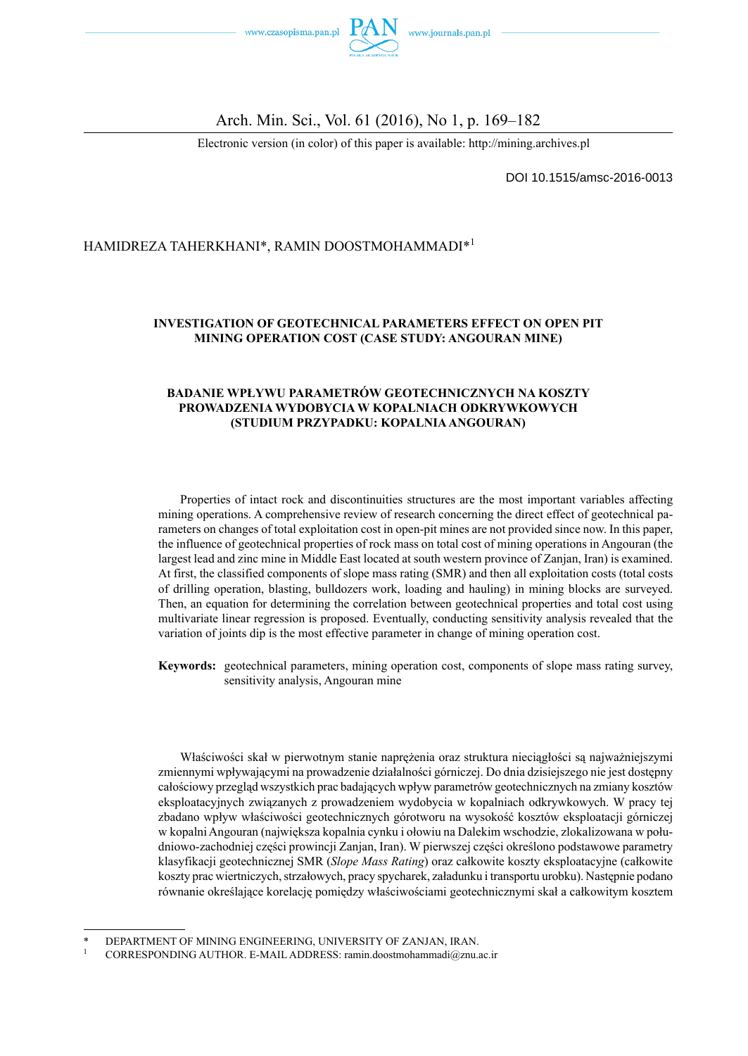DOI 10.1515/amsc-2016-0013

HAMIDREZA TAHERKHANI*, RAMIN DOOSTMOHAMMADI*[1]

# INVESTIGATION OF GEOTECHNICAL PARAMETERS EFFECT ON OPEN PIT MINING OPERATION COST (CASE STUDY: ANGOURAN MINE)

## BADANIE WPŁYWU PARAMETRÓW GEOTECHNICZNYCH NA KOSZTY PROWADZENIA WYDOBYCIA W KOPALNIACH ODKRYWKOWYCH (STUDIUM PRZYPADKU: KOPALNIA ANGOURAN)

Properties of intact rock and discontinuities structures are the most important variables affecting mining operations. A comprehensive review of research concerning the direct effect of geotechnical parameters on changes of total exploitation cost in open-pit mines are not provided since now. In this paper, the influence of geotechnical properties of rock mass on total cost of mining operations in Angouran (the largest lead and zinc mine in Middle East located at south western province of Zanjan, Iran) is examined. At first, the classified components of slope mass rating (SMR) and then all exploitation costs (total costs of drilling operation, blasting, bulldozers work, loading and hauling) in mining blocks are surveyed. Then, an equation for determining the correlation between geotechnical properties and total cost using multivariate linear regression is proposed. Eventually, conducting sensitivity analysis revealed that the variation of joints dip is the most effective parameter in change of mining operation cost.

**Keywords:** geotechnical parameters, mining operation cost, components of slope mass rating survey, sensitivity analysis, Angouran mine

Właściwości skał w pierwotnym stanie naprężenia oraz struktura nieciągłości są najważniejszymi zmiennymi wpływającymi na prowadzenie działalności górniczej. Do dnia dzisiejszego nie jest dostępny całościowy przegląd wszystkich prac badających wpływ parametrów geotechnicznych na zmiany kosztów eksploatacyjnych związanych z prowadzeniem wydobycia w kopalniach odkrywkowych. W pracy tej zbadano wpływ właściwości geotechnicznych górotworu na wysokość kosztów eksploatacji górniczej w kopalni Angouran (największa kopalnia cynku i ołowiu na Dalekim wschodzie, zlokalizowana w południowo-zachodniej części prowincji Zanjan, Iran). W pierwszej części określono podstawowe parametry klasyfikacji geotechnicznej SMR (*Slope Mass Rating*) oraz całkowite koszty eksploatacyjne (całkowite koszty prac wiertniczych, strzałowych, pracy spycharek, załadunku i transportu urobku). Następnie podano równanie określające korelację pomiędzy właściwościami geotechnicznymi skał a całkowitym kosztem

---

\* DEPARTMENT OF MINING ENGINEERING, UNIVERSITY OF ZANJAN, IRAN.

[1] CORRESPONDING AUTHOR. E-MAIL ADDRESS: ramin.doostmohammadi@znu.ac.ir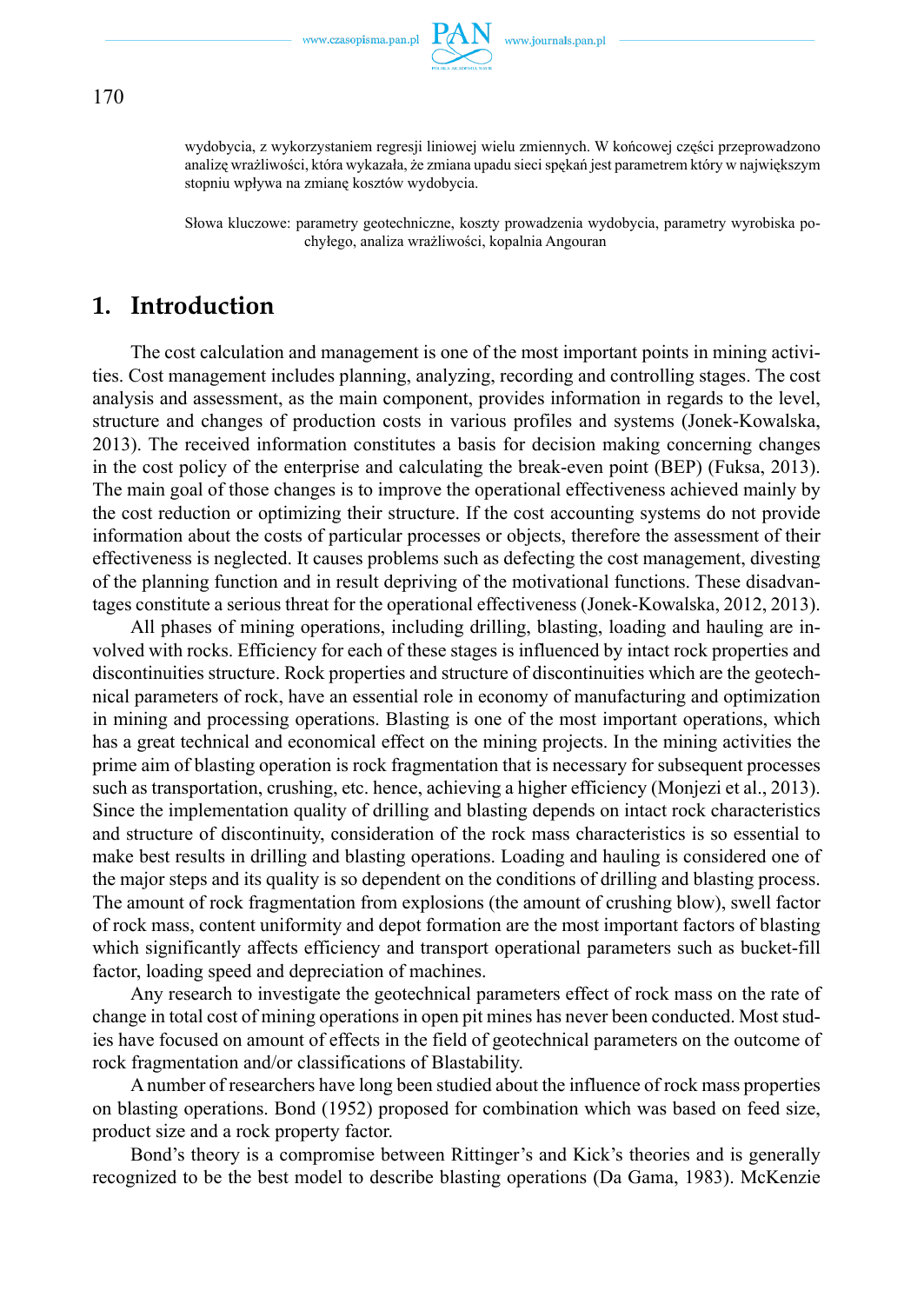wydobycia, z wykorzystaniem regresji liniowej wielu zmiennych. W końcowej części przeprowadzono analizę wrażliwości, która wykazała, że zmiana upadu sieci spękań jest parametrem który w największym stopniu wpływa na zmianę kosztów wydobycia.

Słowa kluczowe: parametry geotechniczne, koszty prowadzenia wydobycia, parametry wyrobiska pochyłego, analiza wrażliwości, kopalnia Angouran

## 1. Introduction

The cost calculation and management is one of the most important points in mining activities. Cost management includes planning, analyzing, recording and controlling stages. The cost analysis and assessment, as the main component, provides information in regards to the level, structure and changes of production costs in various profiles and systems (Jonek-Kowalska, 2013). The received information constitutes a basis for decision making concerning changes in the cost policy of the enterprise and calculating the break-even point (BEP) (Fuksa, 2013). The main goal of those changes is to improve the operational effectiveness achieved mainly by the cost reduction or optimizing their structure. If the cost accounting systems do not provide information about the costs of particular processes or objects, therefore the assessment of their effectiveness is neglected. It causes problems such as defecting the cost management, divesting of the planning function and in result depriving of the motivational functions. These disadvantages constitute a serious threat for the operational effectiveness (Jonek-Kowalska, 2012, 2013).

All phases of mining operations, including drilling, blasting, loading and hauling are involved with rocks. Efficiency for each of these stages is influenced by intact rock properties and discontinuities structure. Rock properties and structure of discontinuities which are the geotechnical parameters of rock, have an essential role in economy of manufacturing and optimization in mining and processing operations. Blasting is one of the most important operations, which has a great technical and economical effect on the mining projects. In the mining activities the prime aim of blasting operation is rock fragmentation that is necessary for subsequent processes such as transportation, crushing, etc. hence, achieving a higher efficiency (Monjezi et al., 2013). Since the implementation quality of drilling and blasting depends on intact rock characteristics and structure of discontinuity, consideration of the rock mass characteristics is so essential to make best results in drilling and blasting operations. Loading and hauling is considered one of the major steps and its quality is so dependent on the conditions of drilling and blasting process. The amount of rock fragmentation from explosions (the amount of crushing blow), swell factor of rock mass, content uniformity and depot formation are the most important factors of blasting which significantly affects efficiency and transport operational parameters such as bucket-fill factor, loading speed and depreciation of machines.

Any research to investigate the geotechnical parameters effect of rock mass on the rate of change in total cost of mining operations in open pit mines has never been conducted. Most studies have focused on amount of effects in the field of geotechnical parameters on the outcome of rock fragmentation and/or classifications of Blastability.

A number of researchers have long been studied about the influence of rock mass properties on blasting operations. Bond (1952) proposed for combination which was based on feed size, product size and a rock property factor.

Bond's theory is a compromise between Rittinger's and Kick's theories and is generally recognized to be the best model to describe blasting operations (Da Gama, 1983). McKenzie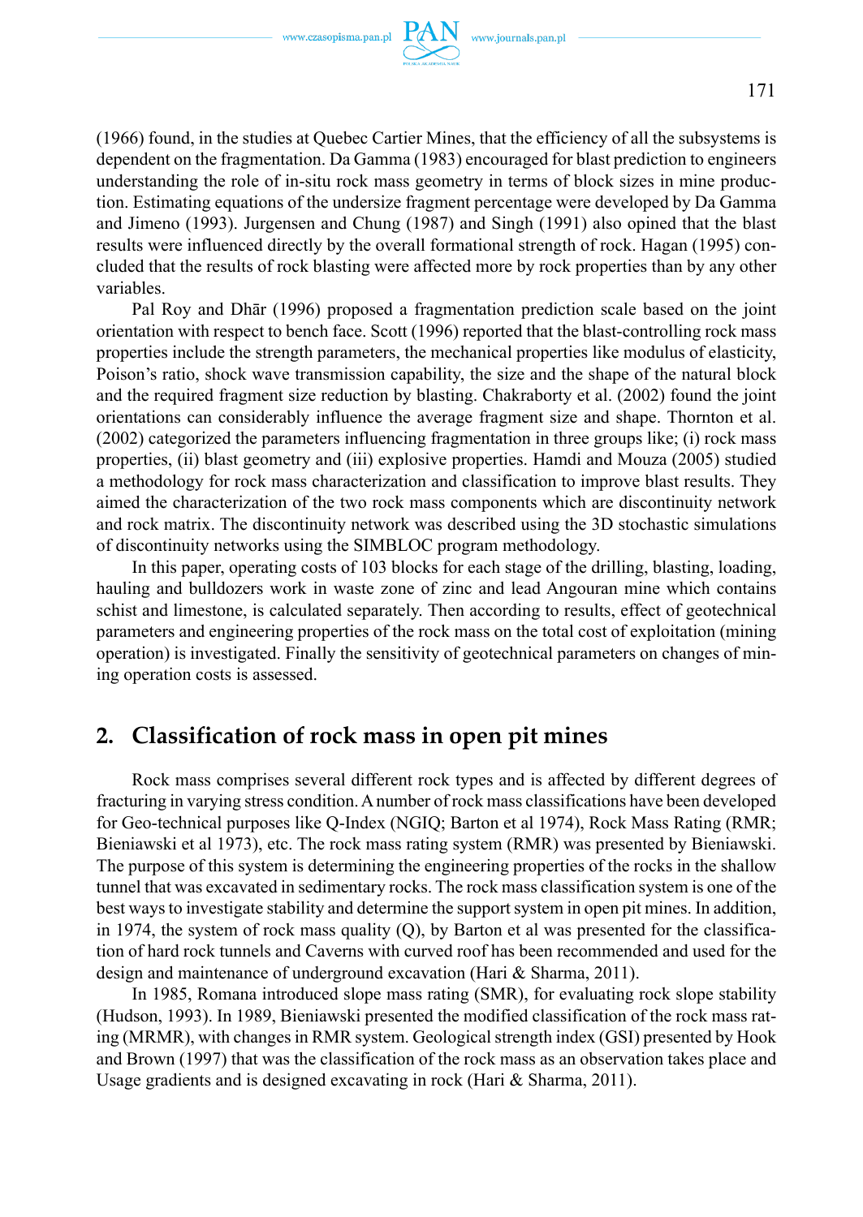(1966) found, in the studies at Quebec Cartier Mines, that the efficiency of all the subsystems is dependent on the fragmentation. Da Gamma (1983) encouraged for blast prediction to engineers understanding the role of in-situ rock mass geometry in terms of block sizes in mine production. Estimating equations of the undersize fragment percentage were developed by Da Gamma and Jimeno (1993). Jurgensen and Chung (1987) and Singh (1991) also opined that the blast results were influenced directly by the overall formational strength of rock. Hagan (1995) concluded that the results of rock blasting were affected more by rock properties than by any other variables.

Pal Roy and Dhār (1996) proposed a fragmentation prediction scale based on the joint orientation with respect to bench face. Scott (1996) reported that the blast-controlling rock mass properties include the strength parameters, the mechanical properties like modulus of elasticity, Poison's ratio, shock wave transmission capability, the size and the shape of the natural block and the required fragment size reduction by blasting. Chakraborty et al. (2002) found the joint orientations can considerably influence the average fragment size and shape. Thornton et al. (2002) categorized the parameters influencing fragmentation in three groups like; (i) rock mass properties, (ii) blast geometry and (iii) explosive properties. Hamdi and Mouza (2005) studied a methodology for rock mass characterization and classification to improve blast results. They aimed the characterization of the two rock mass components which are discontinuity network and rock matrix. The discontinuity network was described using the 3D stochastic simulations of discontinuity networks using the SIMBLOC program methodology.

In this paper, operating costs of 103 blocks for each stage of the drilling, blasting, loading, hauling and bulldozers work in waste zone of zinc and lead Angouran mine which contains schist and limestone, is calculated separately. Then according to results, effect of geotechnical parameters and engineering properties of the rock mass on the total cost of exploitation (mining operation) is investigated. Finally the sensitivity of geotechnical parameters on changes of mining operation costs is assessed.

## 2. Classification of rock mass in open pit mines

Rock mass comprises several different rock types and is affected by different degrees of fracturing in varying stress condition. A number of rock mass classifications have been developed for Geo-technical purposes like Q-Index (NGIQ; Barton et al 1974), Rock Mass Rating (RMR; Bieniawski et al 1973), etc. The rock mass rating system (RMR) was presented by Bieniawski. The purpose of this system is determining the engineering properties of the rocks in the shallow tunnel that was excavated in sedimentary rocks. The rock mass classification system is one of the best ways to investigate stability and determine the support system in open pit mines. In addition, in 1974, the system of rock mass quality (Q), by Barton et al was presented for the classification of hard rock tunnels and Caverns with curved roof has been recommended and used for the design and maintenance of underground excavation (Hari & Sharma, 2011).

In 1985, Romana introduced slope mass rating (SMR), for evaluating rock slope stability (Hudson, 1993). In 1989, Bieniawski presented the modified classification of the rock mass rating (MRMR), with changes in RMR system. Geological strength index (GSI) presented by Hook and Brown (1997) that was the classification of the rock mass as an observation takes place and Usage gradients and is designed excavating in rock (Hari & Sharma, 2011).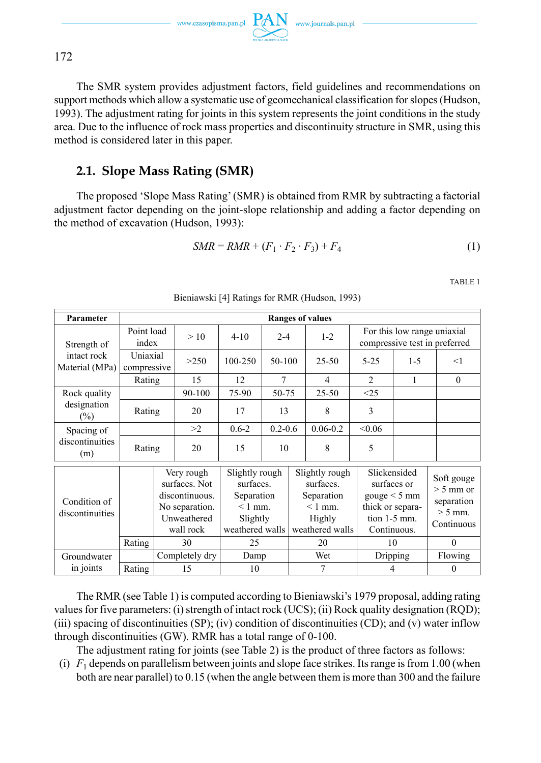The SMR system provides adjustment factors, field guidelines and recommendations on support methods which allow a systematic use of geomechanical classification for slopes (Hudson, 1993). The adjustment rating for joints in this system represents the joint conditions in the study area. Due to the influence of rock mass properties and discontinuity structure in SMR, using this method is considered later in this paper.

## 2.1. Slope Mass Rating (SMR)

The proposed 'Slope Mass Rating' (SMR) is obtained from RMR by subtracting a factorial adjustment factor depending on the joint-slope relationship and adding a factor depending on the method of excavation (Hudson, 1993):

$$SMR = RMR + (F_1 \cdot F_2 \cdot F_3) + F_4 \tag{1}$$

TABLE 1

Bieniawski [4] Ratings for RMR (Hudson, 1993)

| Parameter | | Ranges of values | | | | | | |
|---|---|---|---|---|---|---|---|---|
| Strength of intact rock Material (MPa) | Point load index | > 10 | 4-10 | 2-4 | 1-2 | For this low range uniaxial compressive test in preferred | | |
| | Uniaxial compressive | >250 | 100-250 | 50-100 | 25-50 | 5-25 | 1-5 | <1 |
| | Rating | 15 | 12 | 7 | 4 | 2 | 1 | 0 |
| Rock quality designation (%) | | 90-100 | 75-90 | 50-75 | 25-50 | <25 | | |
| | Rating | 20 | 17 | 13 | 8 | 3 | | |
| Spacing of discontinuities (m) | | >2 | 0.6-2 | 0.2-0.6 | 0.06-0.2 | <0.06 | | |
| | Rating | 20 | 15 | 10 | 8 | 5 | | |

| Parameter | | | | | | |
|---|---|---|---|---|---|---|
| Condition of discontinuities | | Very rough surfaces. Not discontinuous. No separation. Unweathered wall rock | Slightly rough surfaces. Separation < 1 mm. Slightly weathered walls | Slightly rough surfaces. Separation < 1 mm. Highly weathered walls | Slickensided surfaces or gouge < 5 mm thick or separation 1-5 mm. Continuous. | Soft gouge > 5 mm or separation > 5 mm. Continuous |
| | Rating | 30 | 25 | 20 | 10 | 0 |
| Groundwater in joints | | Completely dry | Damp | Wet | Dripping | Flowing |
| | Rating | 15 | 10 | 7 | 4 | 0 |

The RMR (see Table 1) is computed according to Bieniawski's 1979 proposal, adding rating values for five parameters: (i) strength of intact rock (UCS); (ii) Rock quality designation (RQD); (iii) spacing of discontinuities (SP); (iv) condition of discontinuities (CD); and (v) water inflow through discontinuities (GW). RMR has a total range of 0-100.

The adjustment rating for joints (see Table 2) is the product of three factors as follows:

(i) $F_1$ depends on parallelism between joints and slope face strikes. Its range is from 1.00 (when both are near parallel) to 0.15 (when the angle between them is more than 300 and the failure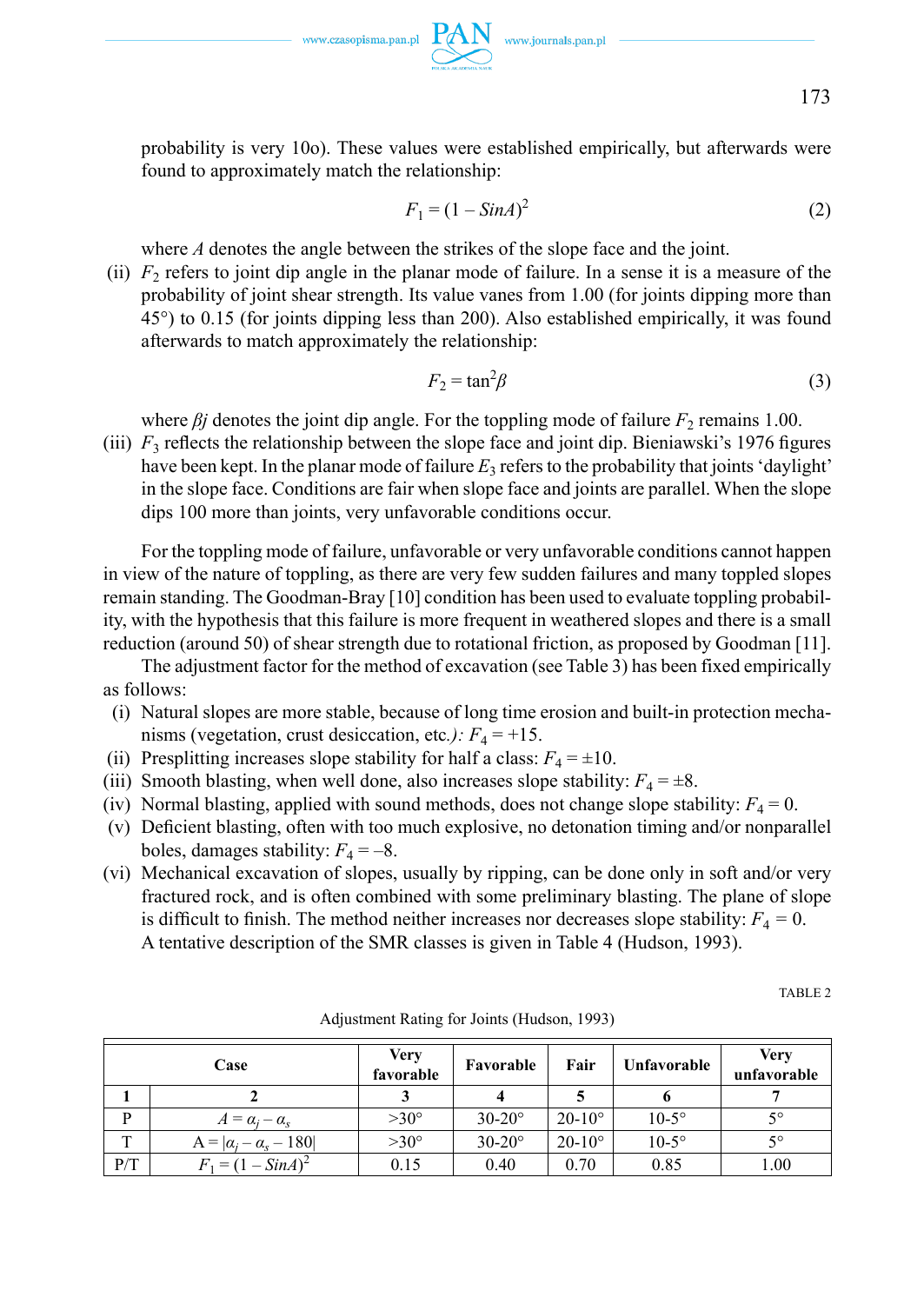probability is very 10o). These values were established empirically, but afterwards were found to approximately match the relationship:

$$F_1 = (1 - SinA)^2 \tag{2}$$

where $A$ denotes the angle between the strikes of the slope face and the joint.

(ii) $F_2$ refers to joint dip angle in the planar mode of failure. In a sense it is a measure of the probability of joint shear strength. Its value vanes from 1.00 (for joints dipping more than 45°) to 0.15 (for joints dipping less than 200). Also established empirically, it was found afterwards to match approximately the relationship:

$$F_2 = \tan^2\beta \tag{3}$$

where $\beta j$ denotes the joint dip angle. For the toppling mode of failure $F_2$ remains 1.00.

(iii) $F_3$ reflects the relationship between the slope face and joint dip. Bieniawski's 1976 figures have been kept. In the planar mode of failure $E_3$ refers to the probability that joints 'daylight' in the slope face. Conditions are fair when slope face and joints are parallel. When the slope dips 100 more than joints, very unfavorable conditions occur.

For the toppling mode of failure, unfavorable or very unfavorable conditions cannot happen in view of the nature of toppling, as there are very few sudden failures and many toppled slopes remain standing. The Goodman-Bray [10] condition has been used to evaluate toppling probability, with the hypothesis that this failure is more frequent in weathered slopes and there is a small reduction (around 50) of shear strength due to rotational friction, as proposed by Goodman [11].

The adjustment factor for the method of excavation (see Table 3) has been fixed empirically as follows:

(i) Natural slopes are more stable, because of long time erosion and built-in protection mechanisms (vegetation, crust desiccation, etc*.): $F_4 = +15$.

(ii) Presplitting increases slope stability for half a class: $F_4 = \pm 10$.

(iii) Smooth blasting, when well done, also increases slope stability: $F_4 = \pm 8$.

(iv) Normal blasting, applied with sound methods, does not change slope stability: $F_4 = 0$.

(v) Deficient blasting, often with too much explosive, no detonation timing and/or nonparallel boles, damages stability: $F_4 = -8$.

(vi) Mechanical excavation of slopes, usually by ripping, can be done only in soft and/or very fractured rock, and is often combined with some preliminary blasting. The plane of slope is difficult to finish. The method neither increases nor decreases slope stability: $F_4 = 0$.

A tentative description of the SMR classes is given in Table 4 (Hudson, 1993).

TABLE 2

Adjustment Rating for Joints (Hudson, 1993)

| Case | | Very favorable | Favorable | Fair | Unfavorable | Very unfavorable |
|---|---|---|---|---|---|---|
| 1 | 2 | 3 | 4 | 5 | 6 | 7 |
| P | $A = \alpha_j - \alpha_s$ | >30° | 30-20° | 20-10° | 10-5° | 5° |
| T | $A = \lvert\alpha_j - \alpha_s - 180\rvert$ | >30° | 30-20° | 20-10° | 10-5° | 5° |
| P/T | $F_1 = (1 - SinA)^2$ | 0.15 | 0.40 | 0.70 | 0.85 | 1.00 |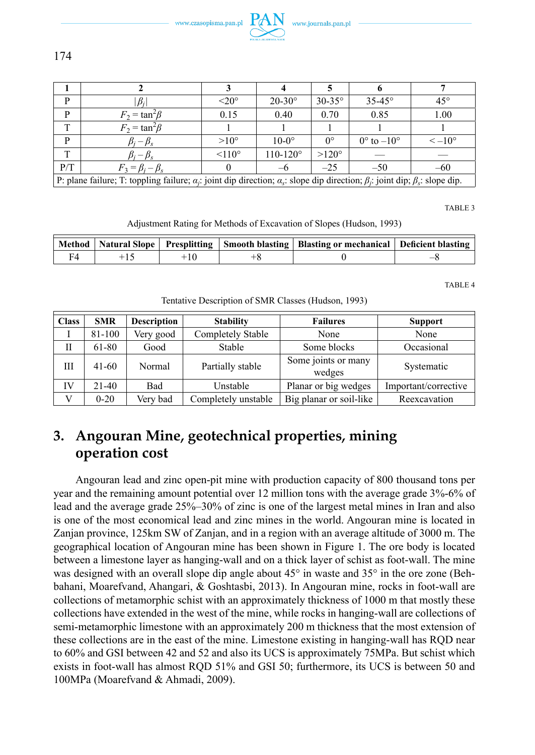| 1 | 2 | 3 | 4 | 5 | 6 | 7 |
|---|---|---|---|---|---|---|
| P | $\lvert\beta_j\rvert$ | <20° | 20-30° | 30-35° | 35-45° | 45° |
| P | $F_2 = \tan^2\beta$ | 0.15 | 0.40 | 0.70 | 0.85 | 1.00 |
| T | $F_2 = \tan^2\beta$ | 1 | 1 | 1 | 1 | 1 |
| P | $\beta_j - \beta_s$ | >10° | 10-0° | 0° | 0° to –10° | < –10° |
| T | $\beta_j - \beta_s$ | <110° | 110-120° | >120° | — | — |
| P/T | $F_3 = \beta_j - \beta_s$ | 0 | –6 | –25 | –50 | –60 |

P: plane failure; T: toppling failure; $\alpha_j$: joint dip direction; $\alpha_s$: slope dip direction; $\beta_j$: joint dip; $\beta_s$: slope dip.

TABLE 3

Adjustment Rating for Methods of Excavation of Slopes (Hudson, 1993)

| Method | Natural Slope | Presplitting | Smooth blasting | Blasting or mechanical | Deficient blasting |
|---|---|---|---|---|---|
| F4 | +15 | +10 | +8 | 0 | –8 |

TABLE 4

Tentative Description of SMR Classes (Hudson, 1993)

| Class | SMR | Description | Stability | Failures | Support |
|---|---|---|---|---|---|
| I | 81-100 | Very good | Completely Stable | None | None |
| II | 61-80 | Good | Stable | Some blocks | Occasional |
| III | 41-60 | Normal | Partially stable | Some joints or many wedges | Systematic |
| IV | 21-40 | Bad | Unstable | Planar or big wedges | Important/corrective |
| V | 0-20 | Very bad | Completely unstable | Big planar or soil-like | Reexcavation |

## 3. Angouran Mine, geotechnical properties, mining operation cost

Angouran lead and zinc open-pit mine with production capacity of 800 thousand tons per year and the remaining amount potential over 12 million tons with the average grade 3%-6% of lead and the average grade 25%–30% of zinc is one of the largest metal mines in Iran and also is one of the most economical lead and zinc mines in the world. Angouran mine is located in Zanjan province, 125km SW of Zanjan, and in a region with an average altitude of 3000 m. The geographical location of Angouran mine has been shown in Figure 1. The ore body is located between a limestone layer as hanging-wall and on a thick layer of schist as foot-wall. The mine was designed with an overall slope dip angle about 45° in waste and 35° in the ore zone (Behbahani, Moarefvand, Ahangari, & Goshtasbi, 2013). In Angouran mine, rocks in foot-wall are collections of metamorphic schist with an approximately thickness of 1000 m that mostly these collections have extended in the west of the mine, while rocks in hanging-wall are collections of semi-metamorphic limestone with an approximately 200 m thickness that the most extension of these collections are in the east of the mine. Limestone existing in hanging-wall has RQD near to 60% and GSI between 42 and 52 and also its UCS is approximately 75MPa. But schist which exists in foot-wall has almost RQD 51% and GSI 50; furthermore, its UCS is between 50 and 100MPa (Moarefvand & Ahmadi, 2009).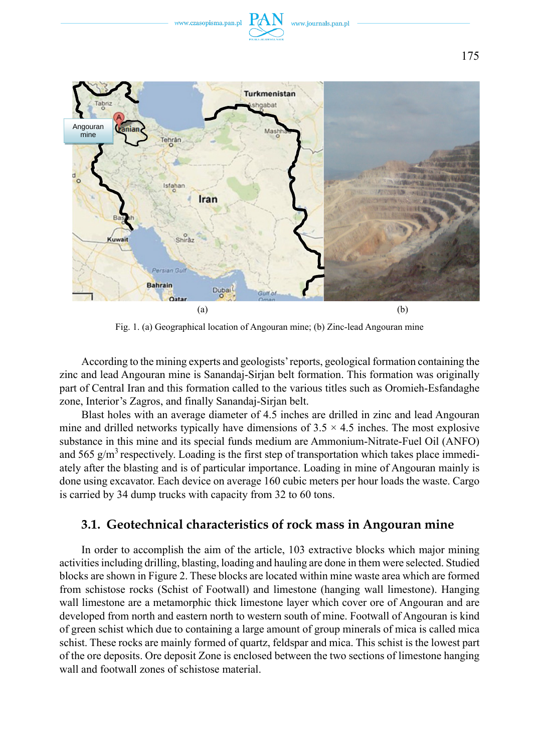Fig. 1. (a) Geographical location of Angouran mine; (b) Zinc-lead Angouran mine

According to the mining experts and geologists' reports, geological formation containing the zinc and lead Angouran mine is Sanandaj-Sirjan belt formation. This formation was originally part of Central Iran and this formation called to the various titles such as Oromieh-Esfandaghe zone, Interior's Zagros, and finally Sanandaj-Sirjan belt.

Blast holes with an average diameter of 4.5 inches are drilled in zinc and lead Angouran mine and drilled networks typically have dimensions of 3.5 × 4.5 inches. The most explosive substance in this mine and its special funds medium are Ammonium-Nitrate-Fuel Oil (ANFO) and 565 g/m$^3$ respectively. Loading is the first step of transportation which takes place immediately after the blasting and is of particular importance. Loading in mine of Angouran mainly is done using excavator. Each device on average 160 cubic meters per hour loads the waste. Cargo is carried by 34 dump trucks with capacity from 32 to 60 tons.

## 3.1. Geotechnical characteristics of rock mass in Angouran mine

In order to accomplish the aim of the article, 103 extractive blocks which major mining activities including drilling, blasting, loading and hauling are done in them were selected. Studied blocks are shown in Figure 2. These blocks are located within mine waste area which are formed from schistose rocks (Schist of Footwall) and limestone (hanging wall limestone). Hanging wall limestone are a metamorphic thick limestone layer which cover ore of Angouran and are developed from north and eastern north to western south of mine. Footwall of Angouran is kind of green schist which due to containing a large amount of group minerals of mica is called mica schist. These rocks are mainly formed of quartz, feldspar and mica. This schist is the lowest part of the ore deposits. Ore deposit Zone is enclosed between the two sections of limestone hanging wall and footwall zones of schistose material.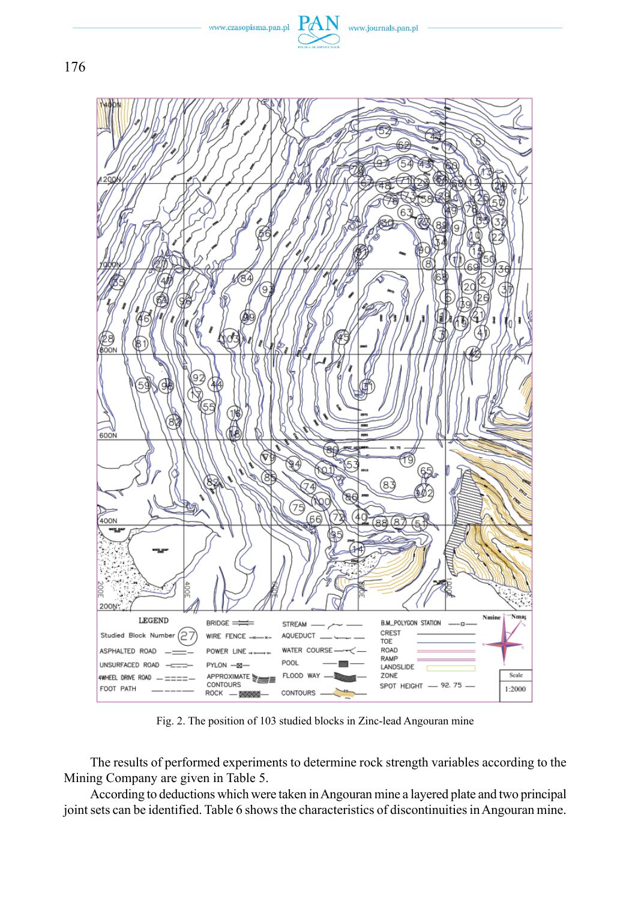Fig. 2. The position of 103 studied blocks in Zinc-lead Angouran mine

The results of performed experiments to determine rock strength variables according to the Mining Company are given in Table 5.

According to deductions which were taken in Angouran mine a layered plate and two principal joint sets can be identified. Table 6 shows the characteristics of discontinuities in Angouran mine.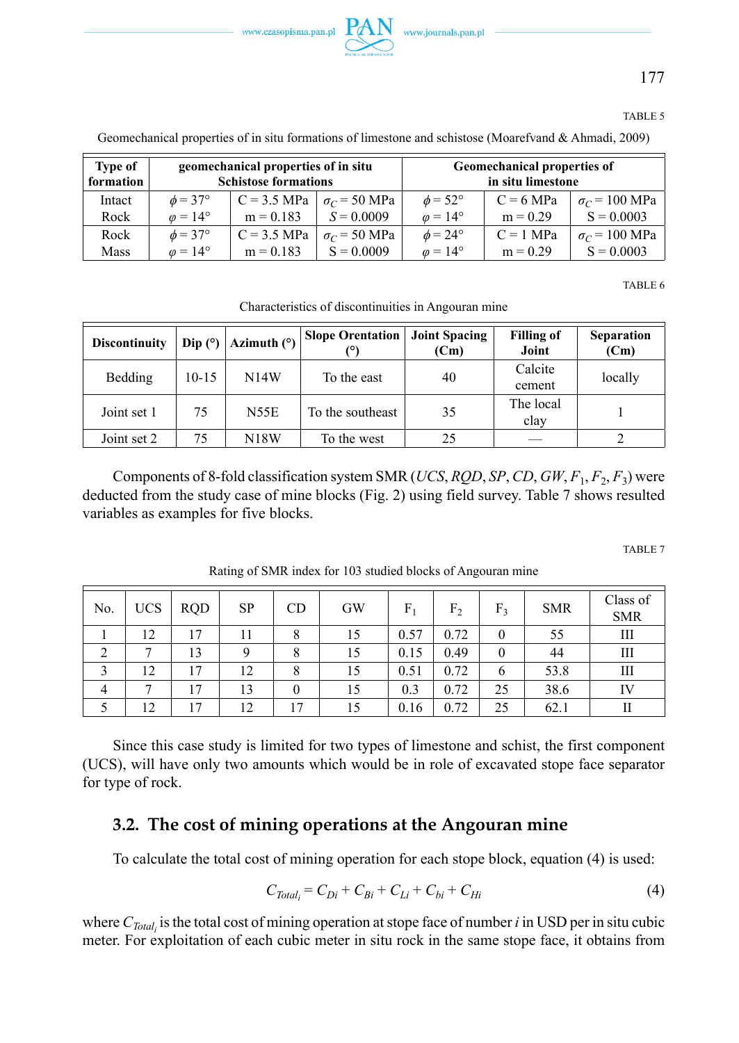TABLE 5

Geomechanical properties of in situ formations of limestone and schistose (Moarefvand & Ahmadi, 2009)

| Type of formation | geomechanical properties of in situ Schistose formations | | | Geomechanical properties of in situ limestone | | |
|---|---|---|---|---|---|---|
| Intact Rock | $\phi = 37°$ $\varphi = 14°$ | C = 3.5 MPa m = 0.183 | $\sigma_C = 50$ MPa $S = 0.0009$ | $\phi = 52°$ $\varphi = 14°$ | C = 6 MPa m = 0.29 | $\sigma_C = 100$ MPa S = 0.0003 |
| Rock Mass | $\phi = 37°$ $\varphi = 14°$ | C = 3.5 MPa m = 0.183 | $\sigma_C = 50$ MPa S = 0.0009 | $\phi = 24°$ $\varphi = 14°$ | C = 1 MPa m = 0.29 | $\sigma_C = 100$ MPa S = 0.0003 |

TABLE 6

Characteristics of discontinuities in Angouran mine

| Discontinuity | Dip (°) | Azimuth (°) | Slope Orentation (°) | Joint Spacing (Cm) | Filling of Joint | Separation (Cm) |
|---|---|---|---|---|---|---|
| Bedding | 10-15 | N14W | To the east | 40 | Calcite cement | locally |
| Joint set 1 | 75 | N55E | To the southeast | 35 | The local clay | 1 |
| Joint set 2 | 75 | N18W | To the west | 25 | — | 2 |

Components of 8-fold classification system SMR (*UCS*, *RQD*, *SP*, *CD*, *GW*, $F_1$, $F_2$, $F_3$) were deducted from the study case of mine blocks (Fig. 2) using field survey. Table 7 shows resulted variables as examples for five blocks.

TABLE 7

Rating of SMR index for 103 studied blocks of Angouran mine

| No. | UCS | RQD | SP | CD | GW | $F_1$ | $F_2$ | $F_3$ | SMR | Class of SMR |
|---|---|---|---|---|---|---|---|---|---|---|
| 1 | 12 | 17 | 11 | 8 | 15 | 0.57 | 0.72 | 0 | 55 | III |
| 2 | 7 | 13 | 9 | 8 | 15 | 0.15 | 0.49 | 0 | 44 | III |
| 3 | 12 | 17 | 12 | 8 | 15 | 0.51 | 0.72 | 6 | 53.8 | III |
| 4 | 7 | 17 | 13 | 0 | 15 | 0.3 | 0.72 | 25 | 38.6 | IV |
| 5 | 12 | 17 | 12 | 17 | 15 | 0.16 | 0.72 | 25 | 62.1 | II |

Since this case study is limited for two types of limestone and schist, the first component (UCS), will have only two amounts which would be in role of excavated stope face separator for type of rock.

## 3.2. The cost of mining operations at the Angouran mine

To calculate the total cost of mining operation for each stope block, equation (4) is used:

$$C_{Total_i} = C_{Di} + C_{Bi} + C_{Li} + C_{bi} + C_{Hi} \tag{4}$$

where $C_{Total_i}$ is the total cost of mining operation at stope face of number $i$ in USD per in situ cubic meter. For exploitation of each cubic meter in situ rock in the same stope face, it obtains from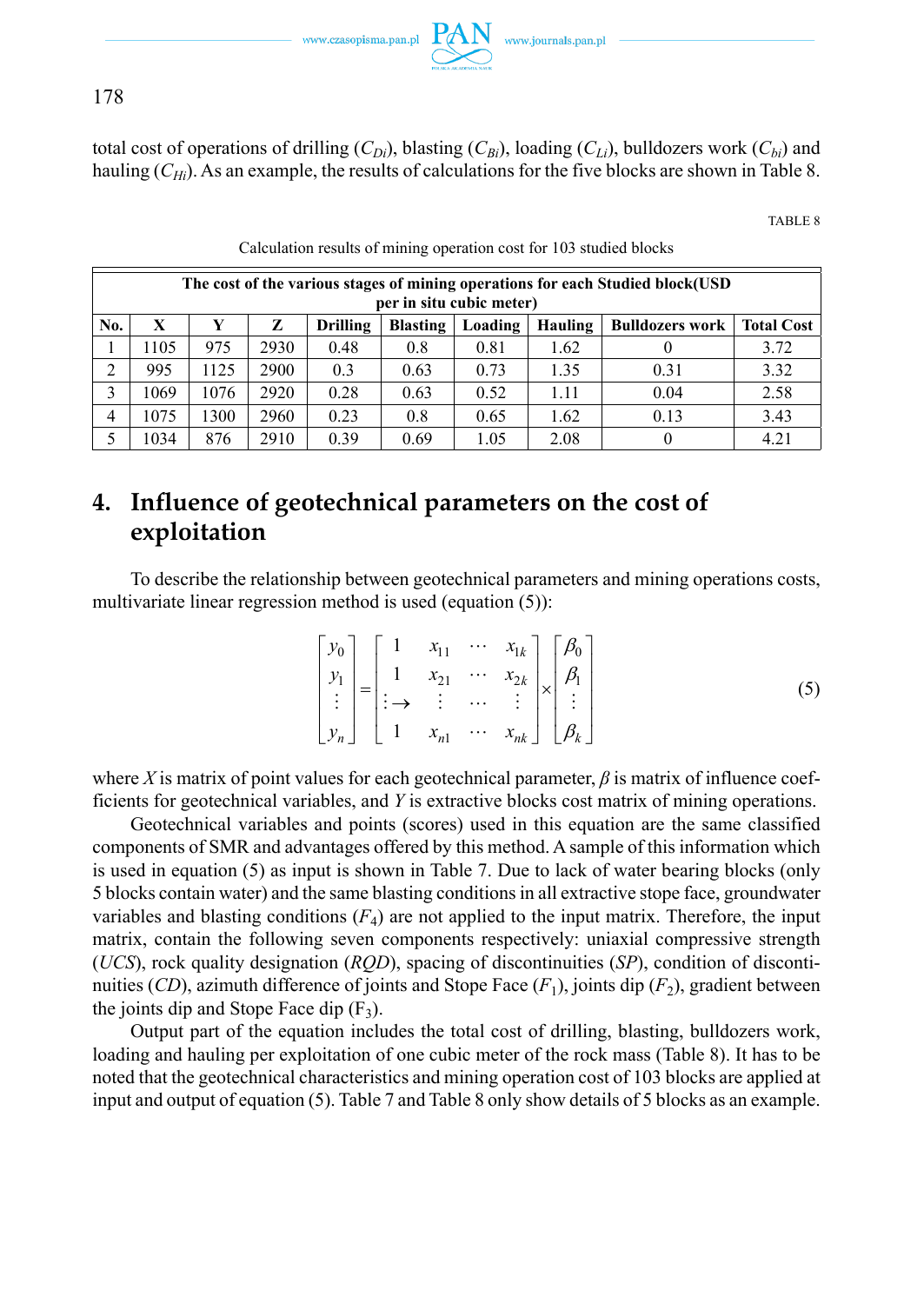total cost of operations of drilling ($C_{Di}$), blasting ($C_{Bi}$), loading ($C_{Li}$), bulldozers work ($C_{bi}$) and hauling ($C_{Hi}$). As an example, the results of calculations for the five blocks are shown in Table 8.

TABLE 8

Calculation results of mining operation cost for 103 studied blocks

| The cost of the various stages of mining operations for each Studied block(USD per in situ cubic meter) | | | | | | | | | |
|---|---|---|---|---|---|---|---|---|---|
| **No.** | **X** | **Y** | **Z** | **Drilling** | **Blasting** | **Loading** | **Hauling** | **Bulldozers work** | **Total Cost** |
| 1 | 1105 | 975 | 2930 | 0.48 | 0.8 | 0.81 | 1.62 | 0 | 3.72 |
| 2 | 995 | 1125 | 2900 | 0.3 | 0.63 | 0.73 | 1.35 | 0.31 | 3.32 |
| 3 | 1069 | 1076 | 2920 | 0.28 | 0.63 | 0.52 | 1.11 | 0.04 | 2.58 |
| 4 | 1075 | 1300 | 2960 | 0.23 | 0.8 | 0.65 | 1.62 | 0.13 | 3.43 |
| 5 | 1034 | 876 | 2910 | 0.39 | 0.69 | 1.05 | 2.08 | 0 | 4.21 |

## 4. Influence of geotechnical parameters on the cost of exploitation

To describe the relationship between geotechnical parameters and mining operations costs, multivariate linear regression method is used (equation (5)):

$$\begin{bmatrix} y_0 \\ y_1 \\ \vdots \\ y_n \end{bmatrix} = \begin{bmatrix} 1 & x_{11} & \cdots & x_{1k} \\ 1 & x_{21} & \cdots & x_{2k} \\ \vdots \rightarrow & \vdots & \cdots & \vdots \\ 1 & x_{n1} & \cdots & x_{nk} \end{bmatrix} \times \begin{bmatrix} \beta_0 \\ \beta_1 \\ \vdots \\ \beta_k \end{bmatrix} \tag{5}$$

where $X$ is matrix of point values for each geotechnical parameter, $\beta$ is matrix of influence coefficients for geotechnical variables, and $Y$ is extractive blocks cost matrix of mining operations.

Geotechnical variables and points (scores) used in this equation are the same classified components of SMR and advantages offered by this method. A sample of this information which is used in equation (5) as input is shown in Table 7. Due to lack of water bearing blocks (only 5 blocks contain water) and the same blasting conditions in all extractive stope face, groundwater variables and blasting conditions ($F_4$) are not applied to the input matrix. Therefore, the input matrix, contain the following seven components respectively: uniaxial compressive strength (*UCS*), rock quality designation (*RQD*), spacing of discontinuities (*SP*), condition of discontinuities (*CD*), azimuth difference of joints and Stope Face ($F_1$), joints dip ($F_2$), gradient between the joints dip and Stope Face dip ($F_3$).

Output part of the equation includes the total cost of drilling, blasting, bulldozers work, loading and hauling per exploitation of one cubic meter of the rock mass (Table 8). It has to be noted that the geotechnical characteristics and mining operation cost of 103 blocks are applied at input and output of equation (5). Table 7 and Table 8 only show details of 5 blocks as an example.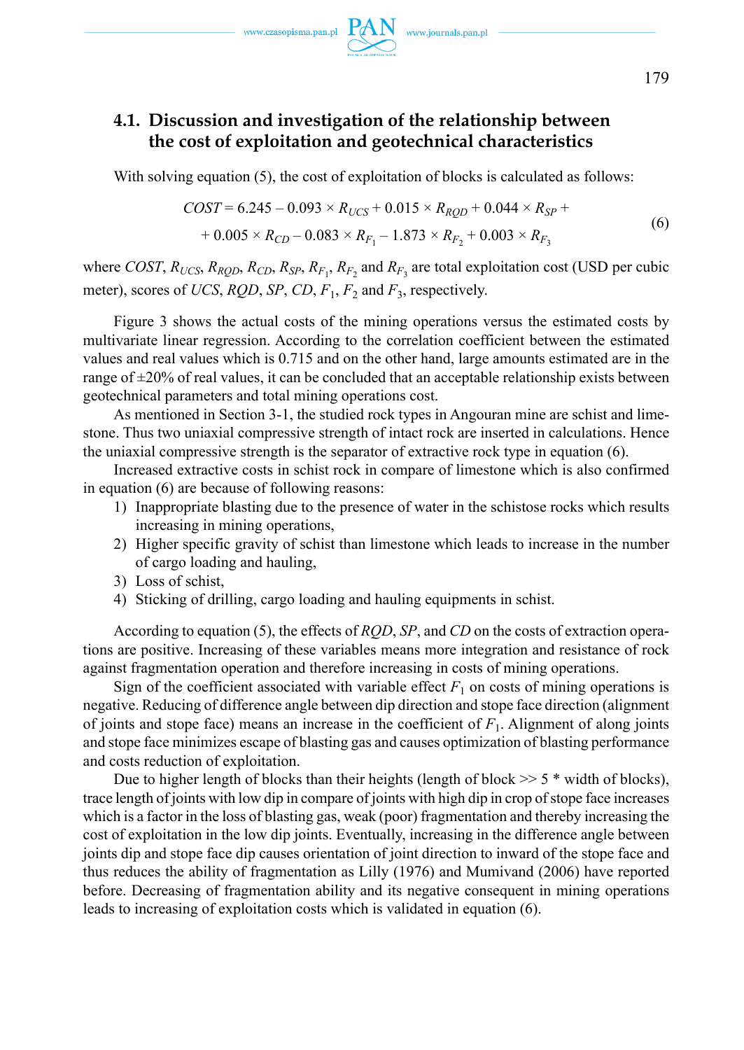### 4.1. Discussion and investigation of the relationship between the cost of exploitation and geotechnical characteristics

With solving equation (5), the cost of exploitation of blocks is calculated as follows:

$$COST = 6.245 - 0.093 \times R_{UCS} + 0.015 \times R_{RQD} + 0.044 \times R_{SP} + \\ + 0.005 \times R_{CD} - 0.083 \times R_{F_1} - 1.873 \times R_{F_2} + 0.003 \times R_{F_3} \tag{6}$$

where $COST$, $R_{UCS}$, $R_{RQD}$, $R_{CD}$, $R_{SP}$, $R_{F_1}$, $R_{F_2}$ and $R_{F_3}$ are total exploitation cost (USD per cubic meter), scores of $UCS$, $RQD$, $SP$, $CD$, $F_1$, $F_2$ and $F_3$, respectively.

Figure 3 shows the actual costs of the mining operations versus the estimated costs by multivariate linear regression. According to the correlation coefficient between the estimated values and real values which is 0.715 and on the other hand, large amounts estimated are in the range of ±20% of real values, it can be concluded that an acceptable relationship exists between geotechnical parameters and total mining operations cost.

As mentioned in Section 3-1, the studied rock types in Angouran mine are schist and limestone. Thus two uniaxial compressive strength of intact rock are inserted in calculations. Hence the uniaxial compressive strength is the separator of extractive rock type in equation (6).

Increased extractive costs in schist rock in compare of limestone which is also confirmed in equation (6) are because of following reasons:

1) Inappropriate blasting due to the presence of water in the schistose rocks which results increasing in mining operations,
2) Higher specific gravity of schist than limestone which leads to increase in the number of cargo loading and hauling,
3) Loss of schist,
4) Sticking of drilling, cargo loading and hauling equipments in schist.

According to equation (5), the effects of *RQD*, *SP*, and *CD* on the costs of extraction operations are positive. Increasing of these variables means more integration and resistance of rock against fragmentation operation and therefore increasing in costs of mining operations.

Sign of the coefficient associated with variable effect $F_1$ on costs of mining operations is negative. Reducing of difference angle between dip direction and stope face direction (alignment of joints and stope face) means an increase in the coefficient of $F_1$. Alignment of along joints and stope face minimizes escape of blasting gas and causes optimization of blasting performance and costs reduction of exploitation.

Due to higher length of blocks than their heights (length of block >> 5 * width of blocks), trace length of joints with low dip in compare of joints with high dip in crop of stope face increases which is a factor in the loss of blasting gas, weak (poor) fragmentation and thereby increasing the cost of exploitation in the low dip joints. Eventually, increasing in the difference angle between joints dip and stope face dip causes orientation of joint direction to inward of the stope face and thus reduces the ability of fragmentation as Lilly (1976) and Mumivand (2006) have reported before. Decreasing of fragmentation ability and its negative consequent in mining operations leads to increasing of exploitation costs which is validated in equation (6).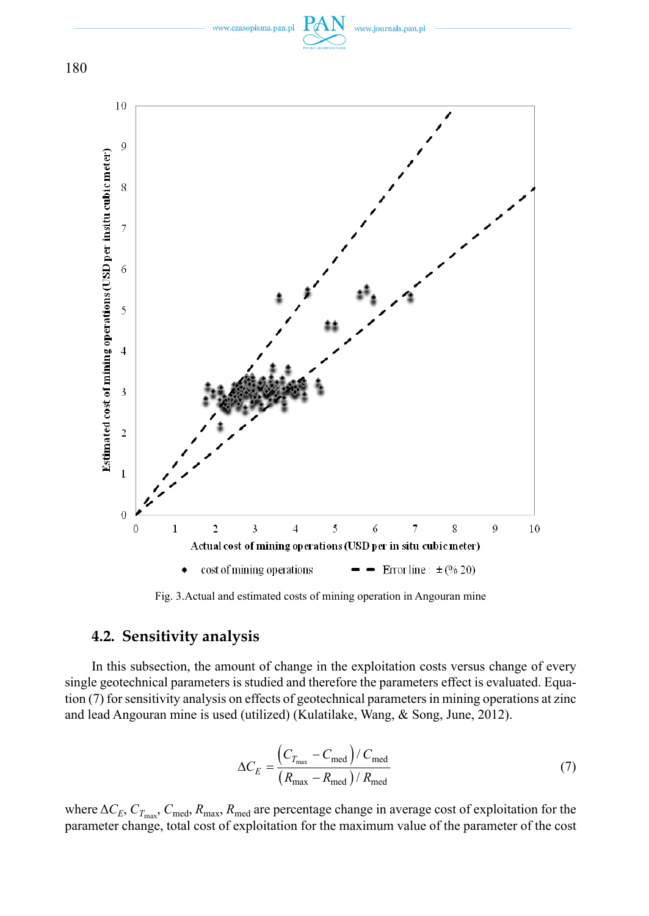Fig. 3.Actual and estimated costs of mining operation in Angouran mine

## 4.2. Sensitivity analysis

In this subsection, the amount of change in the exploitation costs versus change of every single geotechnical parameters is studied and therefore the parameters effect is evaluated. Equation (7) for sensitivity analysis on effects of geotechnical parameters in mining operations at zinc and lead Angouran mine is used (utilized) (Kulatilake, Wang, & Song, June, 2012).

$$\Delta C_E = \frac{\left(C_{T_{\max}} - C_{\text{med}}\right) / C_{\text{med}}}{\left(R_{\max} - R_{\text{med}}\right) / R_{\text{med}}} \tag{7}$$

where $\Delta C_E$, $C_{T_{\max}}$, $C_{\text{med}}$, $R_{\max}$, $R_{\text{med}}$ are percentage change in average cost of exploitation for the parameter change, total cost of exploitation for the maximum value of the parameter of the cost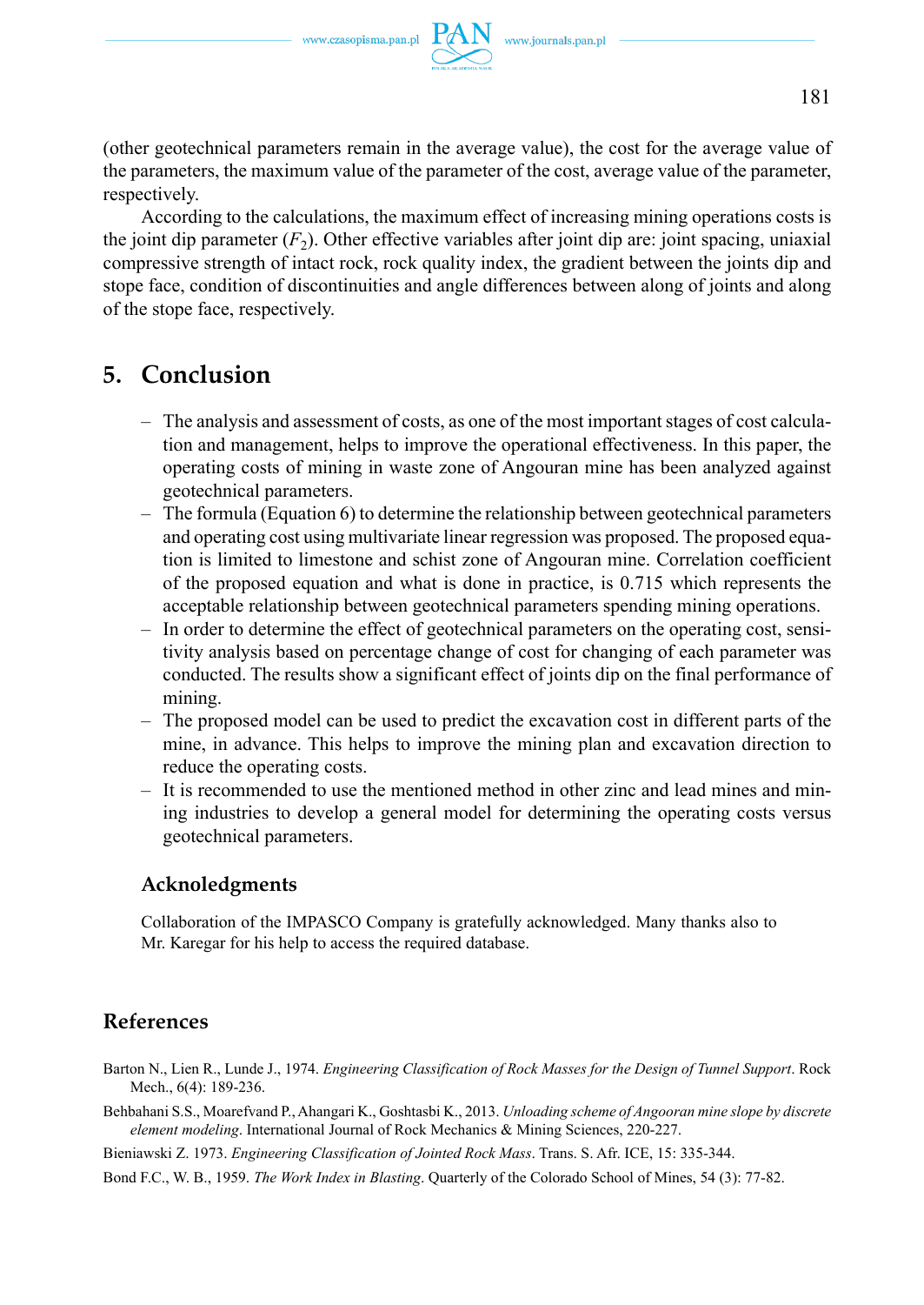(other geotechnical parameters remain in the average value), the cost for the average value of the parameters, the maximum value of the parameter of the cost, average value of the parameter, respectively.

According to the calculations, the maximum effect of increasing mining operations costs is the joint dip parameter ($F_2$). Other effective variables after joint dip are: joint spacing, uniaxial compressive strength of intact rock, rock quality index, the gradient between the joints dip and stope face, condition of discontinuities and angle differences between along of joints and along of the stope face, respectively.

## 5. Conclusion

- The analysis and assessment of costs, as one of the most important stages of cost calculation and management, helps to improve the operational effectiveness. In this paper, the operating costs of mining in waste zone of Angouran mine has been analyzed against geotechnical parameters.
- The formula (Equation 6) to determine the relationship between geotechnical parameters and operating cost using multivariate linear regression was proposed. The proposed equation is limited to limestone and schist zone of Angouran mine. Correlation coefficient of the proposed equation and what is done in practice, is 0.715 which represents the acceptable relationship between geotechnical parameters spending mining operations.
- In order to determine the effect of geotechnical parameters on the operating cost, sensitivity analysis based on percentage change of cost for changing of each parameter was conducted. The results show a significant effect of joints dip on the final performance of mining.
- The proposed model can be used to predict the excavation cost in different parts of the mine, in advance. This helps to improve the mining plan and excavation direction to reduce the operating costs.
- It is recommended to use the mentioned method in other zinc and lead mines and mining industries to develop a general model for determining the operating costs versus geotechnical parameters.

### Acknoledgments

Collaboration of the IMPASCO Company is gratefully acknowledged. Many thanks also to Mr. Karegar for his help to access the required database.

## References

Barton N., Lien R., Lunde J., 1974. *Engineering Classification of Rock Masses for the Design of Tunnel Support*. Rock Mech., 6(4): 189-236.

Behbahani S.S., Moarefvand P., Ahangari K., Goshtasbi K., 2013. *Unloading scheme of Angooran mine slope by discrete element modeling*. International Journal of Rock Mechanics & Mining Sciences, 220-227.

Bieniawski Z. 1973. *Engineering Classification of Jointed Rock Mass*. Trans. S. Afr. ICE, 15: 335-344.

Bond F.C., W. B., 1959. *The Work Index in Blasting*. Quarterly of the Colorado School of Mines, 54 (3): 77-82.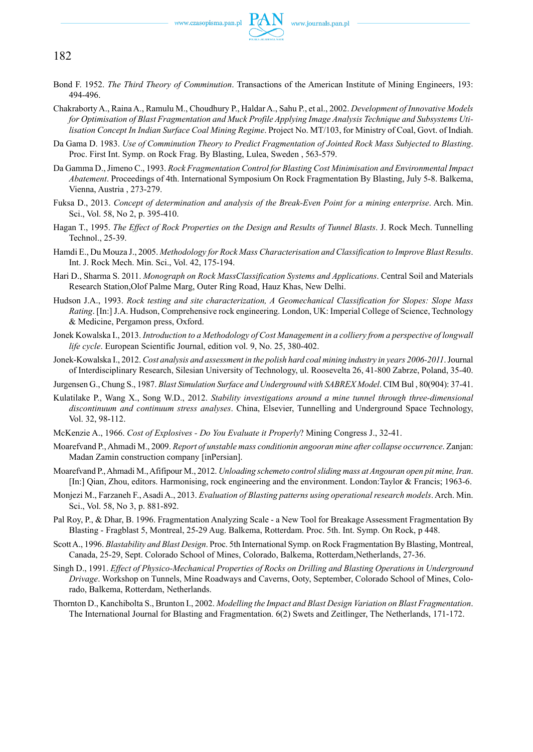Bond F. 1952. *The Third Theory of Comminution*. Transactions of the American Institute of Mining Engineers, 193: 494-496.

Chakraborty A., Raina A., Ramulu M., Choudhury P., Haldar A., Sahu P., et al., 2002. *Development of Innovative Models for Optimisation of Blast Fragmentation and Muck Profile Applying Image Analysis Technique and Subsystems Utilisation Concept In Indian Surface Coal Mining Regime*. Project No. MT/103, for Ministry of Coal, Govt. of Indiah.

Da Gama D. 1983. *Use of Comminution Theory to Predict Fragmentation of Jointed Rock Mass Subjected to Blasting*. Proc. First Int. Symp. on Rock Frag. By Blasting, Lulea, Sweden , 563-579.

Da Gamma D., Jimeno C., 1993. *Rock Fragmentation Control for Blasting Cost Minimisation and Environmental Impact Abatement*. Proceedings of 4th. International Symposium On Rock Fragmentation By Blasting, July 5-8. Balkema, Vienna, Austria , 273-279.

Fuksa D., 2013. *Concept of determination and analysis of the Break-Even Point for a mining enterprise*. Arch. Min. Sci., Vol. 58, No 2, p. 395-410.

Hagan T., 1995. *The Effect of Rock Properties on the Design and Results of Tunnel Blasts*. J. Rock Mech. Tunnelling Technol., 25-39.

Hamdi E., Du Mouza J., 2005. *Methodology for Rock Mass Characterisation and Classification to Improve Blast Results*. Int. J. Rock Mech. Min. Sci., Vol. 42, 175-194.

Hari D., Sharma S. 2011. *Monograph on Rock MassClassification Systems and Applications*. Central Soil and Materials Research Station,Olof Palme Marg, Outer Ring Road, Hauz Khas, New Delhi.

Hudson J.A., 1993. *Rock testing and site characterization, A Geomechanical Classification for Slopes: Slope Mass Rating*. [In:] J.A. Hudson, Comprehensive rock engineering. London, UK: Imperial College of Science, Technology & Medicine, Pergamon press, Oxford.

Jonek Kowalska I., 2013. *Introduction to a Methodology of Cost Management in a colliery from a perspective of longwall life cycle*. European Scientific Journal, edition vol. 9, No. 25, 380-402.

Jonek-Kowalska I., 2012. *Cost analysis and assessment in the polish hard coal mining industry in years 2006-2011*. Journal of Interdisciplinary Research, Silesian University of Technology, ul. Roosevelta 26, 41-800 Zabrze, Poland, 35-40.

Jurgensen G., Chung S., 1987. *Blast Simulation Surface and Underground with SABREX Model*. CIM Bul , 80(904): 37-41.

Kulatilake P., Wang X., Song W.D., 2012. *Stability investigations around a mine tunnel through three-dimensional discontinuum and continuum stress analyses*. China, Elsevier, Tunnelling and Underground Space Technology, Vol. 32, 98-112.

McKenzie A., 1966. *Cost of Explosives - Do You Evaluate it Properly*? Mining Congress J., 32-41.

Moarefvand P., Ahmadi M., 2009. *Report of unstable mass conditionin angooran mine after collapse occurrence*. Zanjan: Madan Zamin construction company [inPersian].

Moarefvand P., Ahmadi M., Afifipour M., 2012. *Unloading schemeto control sliding mass at Angouran open pit mine, Iran*. [In:] Qian, Zhou, editors. Harmonising, rock engineering and the environment. London:Taylor & Francis; 1963-6.

Monjezi M., Farzaneh F., Asadi A., 2013. *Evaluation of Blasting patterns using operational research models*. Arch. Min. Sci., Vol. 58, No 3, p. 881-892.

Pal Roy, P., & Dhar, B. 1996. Fragmentation Analyzing Scale - a New Tool for Breakage Assessment Fragmentation By Blasting - Fragblast 5, Montreal, 25-29 Aug. Balkema, Rotterdam. Proc. 5th. Int. Symp. On Rock, p 448.

Scott A., 1996. *Blastability and Blast Design*. Proc. 5th International Symp. on Rock Fragmentation By Blasting, Montreal, Canada, 25-29, Sept. Colorado School of Mines, Colorado, Balkema, Rotterdam,Netherlands, 27-36.

Singh D., 1991. *Effect of Physico-Mechanical Properties of Rocks on Drilling and Blasting Operations in Underground Drivage*. Workshop on Tunnels, Mine Roadways and Caverns, Ooty, September, Colorado School of Mines, Colorado, Balkema, Rotterdam, Netherlands.

Thornton D., Kanchibolta S., Brunton I., 2002. *Modelling the Impact and Blast Design Variation on Blast Fragmentation*. The International Journal for Blasting and Fragmentation. 6(2) Swets and Zeitlinger, The Netherlands, 171-172.